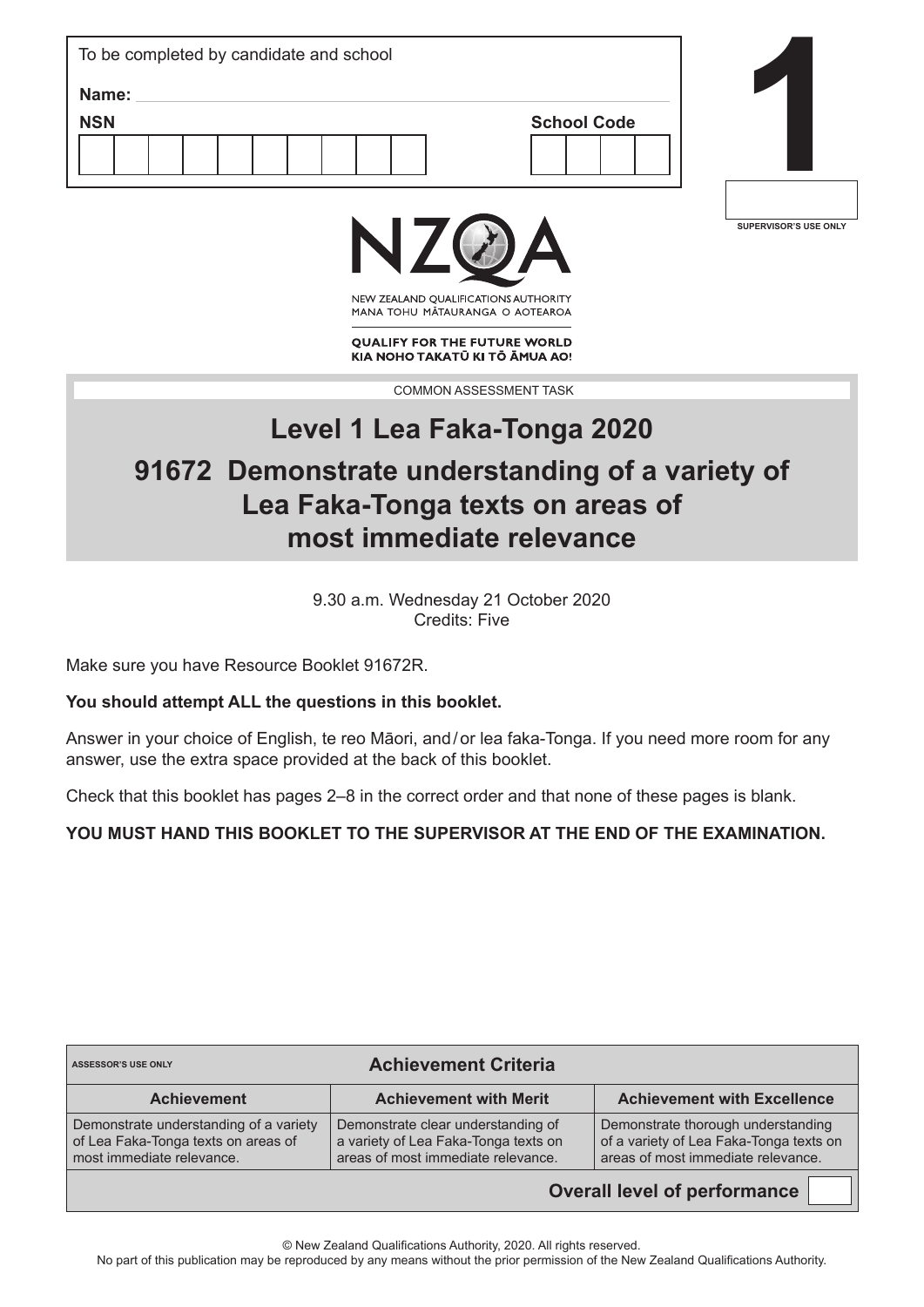To be completed by candidate and school

**Name:**

**NSN**

**School Code**

# 1

SUPERVISOR'S USE ONLY

NZQA

NEW ZEALAND QUALIFICATIONS AUTHORITY
MANA TOHU MĀTAURANGA O AOTEAROA

**QUALIFY FOR THE FUTURE WORLD**
**KIA NOHO TAKATŪ KI TŌ ĀMUA AO!**

COMMON ASSESSMENT TASK

# Level 1 Lea Faka-Tonga 2020

# 91672 Demonstrate understanding of a variety of Lea Faka-Tonga texts on areas of most immediate relevance

9.30 a.m. Wednesday 21 October 2020
Credits: Five

Make sure you have Resource Booklet 91672R.

**You should attempt ALL the questions in this booklet.**

Answer in your choice of English, te reo Māori, and / or lea faka-Tonga. If you need more room for any answer, use the extra space provided at the back of this booklet.

Check that this booklet has pages 2–8 in the correct order and that none of these pages is blank.

**YOU MUST HAND THIS BOOKLET TO THE SUPERVISOR AT THE END OF THE EXAMINATION.**

| ASSESSOR'S USE ONLY | **Achievement Criteria** | |
|---|---|---|
| **Achievement** | **Achievement with Merit** | **Achievement with Excellence** |
| Demonstrate understanding of a variety of Lea Faka-Tonga texts on areas of most immediate relevance. | Demonstrate clear understanding of a variety of Lea Faka-Tonga texts on areas of most immediate relevance. | Demonstrate thorough understanding of a variety of Lea Faka-Tonga texts on areas of most immediate relevance. |
| | | **Overall level of performance** |

© New Zealand Qualifications Authority, 2020. All rights reserved.
No part of this publication may be reproduced by any means without the prior permission of the New Zealand Qualifications Authority.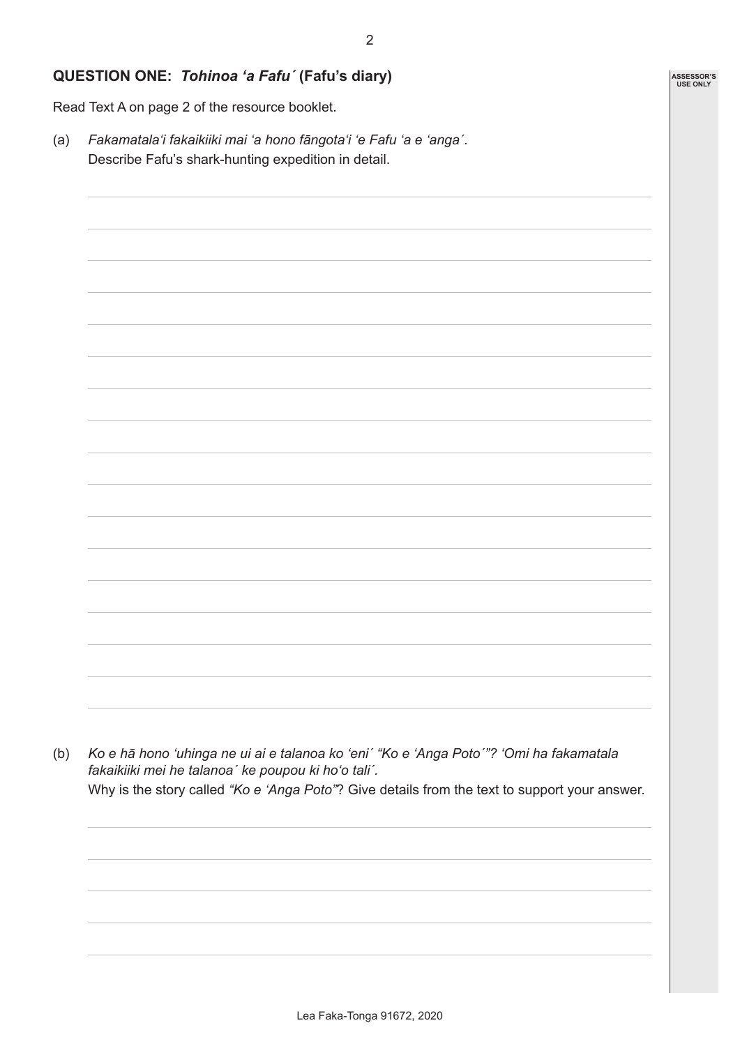## QUESTION ONE: *Tohinoa ʻa Fafu´* (Fafu's diary)

Read Text A on page 2 of the resource booklet.

(a) *Fakamatalaʻi fakaikiiki mai ʻa hono fāngotaʻi ʻe Fafu ʻa e ʻanga´.*
Describe Fafu's shark-hunting expedition in detail.

(b) *Ko e hā hono ʻuhinga ne ui ai e talanoa ko ʻeni´ "Ko e ʻAnga Poto´"? ʻOmi ha fakamatala fakaikiiki mei he talanoa´ ke poupou ki hoʻo tali´.*
Why is the story called *"Ko e ʻAnga Poto"*? Give details from the text to support your answer.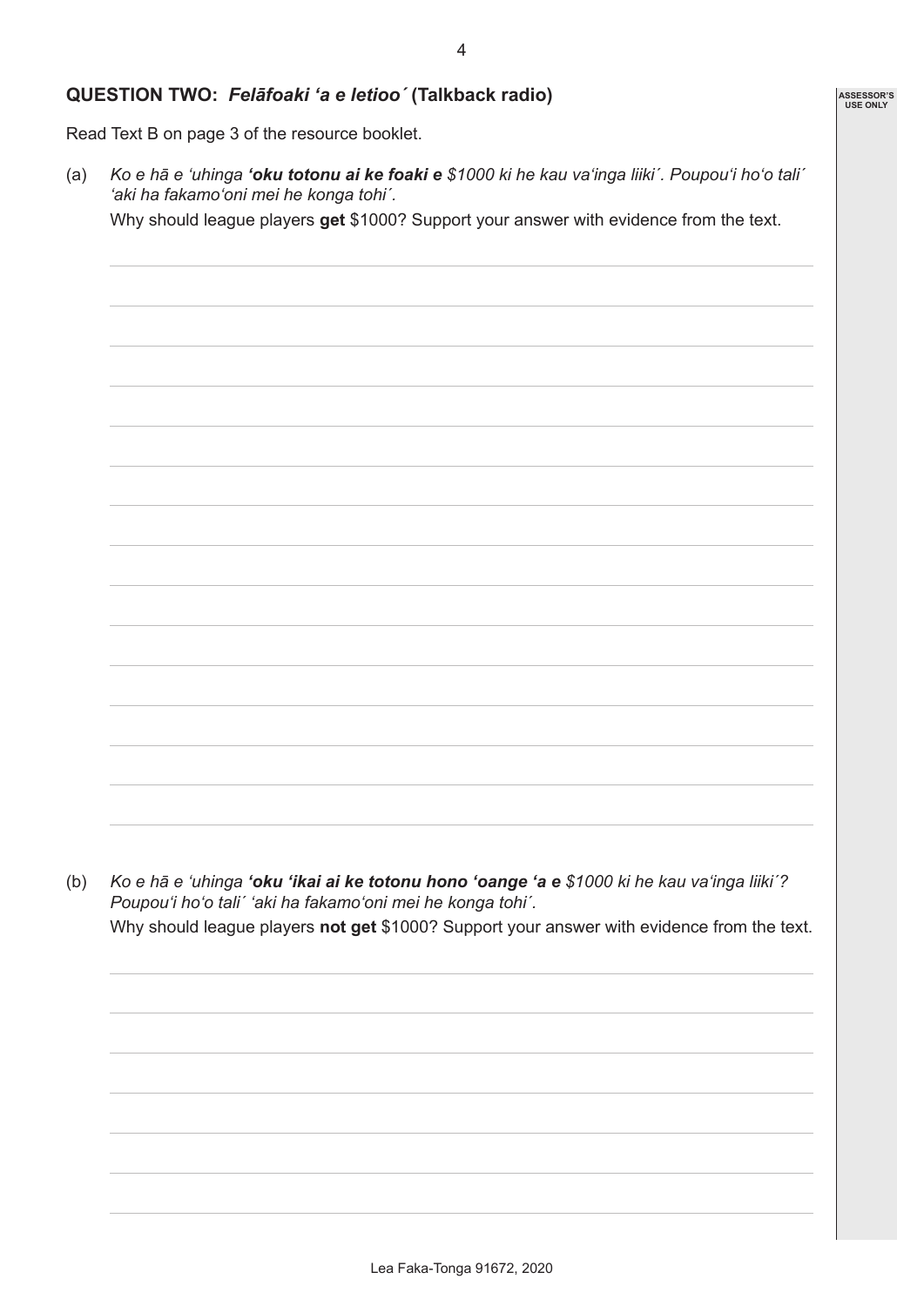## QUESTION TWO: *Felāfoaki ʻa e letioo´* (Talkback radio)

Read Text B on page 3 of the resource booklet.

(a) *Ko e hā e ʻuhinga **ʻoku totonu ai ke foaki e** $1000 ki he kau vaʻinga liiki´. Poupouʻi hoʻo tali´ ʻaki ha fakamoʻoni mei he konga tohi´.*

Why should league players **get** $1000? Support your answer with evidence from the text.

(b) *Ko e hā e ʻuhinga **ʻoku ʻikai ai ke totonu hono ʻoange ʻa e** $1000 ki he kau vaʻinga liiki´? Poupouʻi hoʻo tali´ ʻaki ha fakamoʻoni mei he konga tohi´.*

Why should league players **not get** $1000? Support your answer with evidence from the text.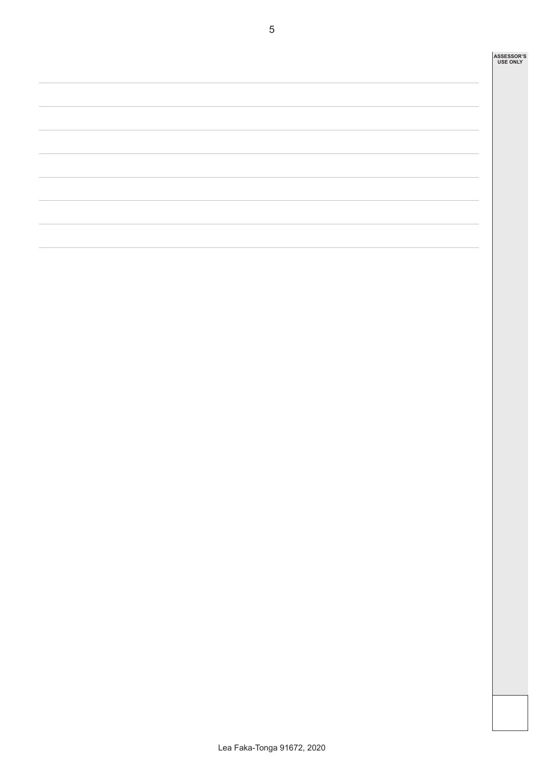ASSESSOR'S USE ONLY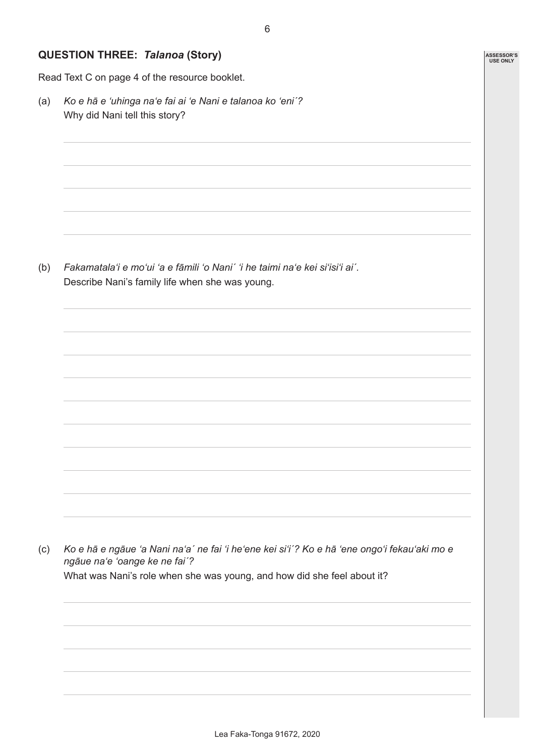## QUESTION THREE: *Talanoa* (Story)

Read Text C on page 4 of the resource booklet.

(a) *Ko e hā e ʻuhinga naʻe fai ai ʻe Nani e talanoa ko ʻeni´?*
Why did Nani tell this story?

(b) *Fakamatalaʻi e moʻui ʻa e fāmili ʻo Nani´ ʻi he taimi naʻe kei siʻisiʻi ai´.*
Describe Nani's family life when she was young.

(c) *Ko e hā e ngāue ʻa Nani naʻa´ ne fai ʻi heʻene kei siʻi´? Ko e hā ʻene ongoʻi fekauʻaki mo e ngāue naʻe ʻoange ke ne fai´?*
What was Nani's role when she was young, and how did she feel about it?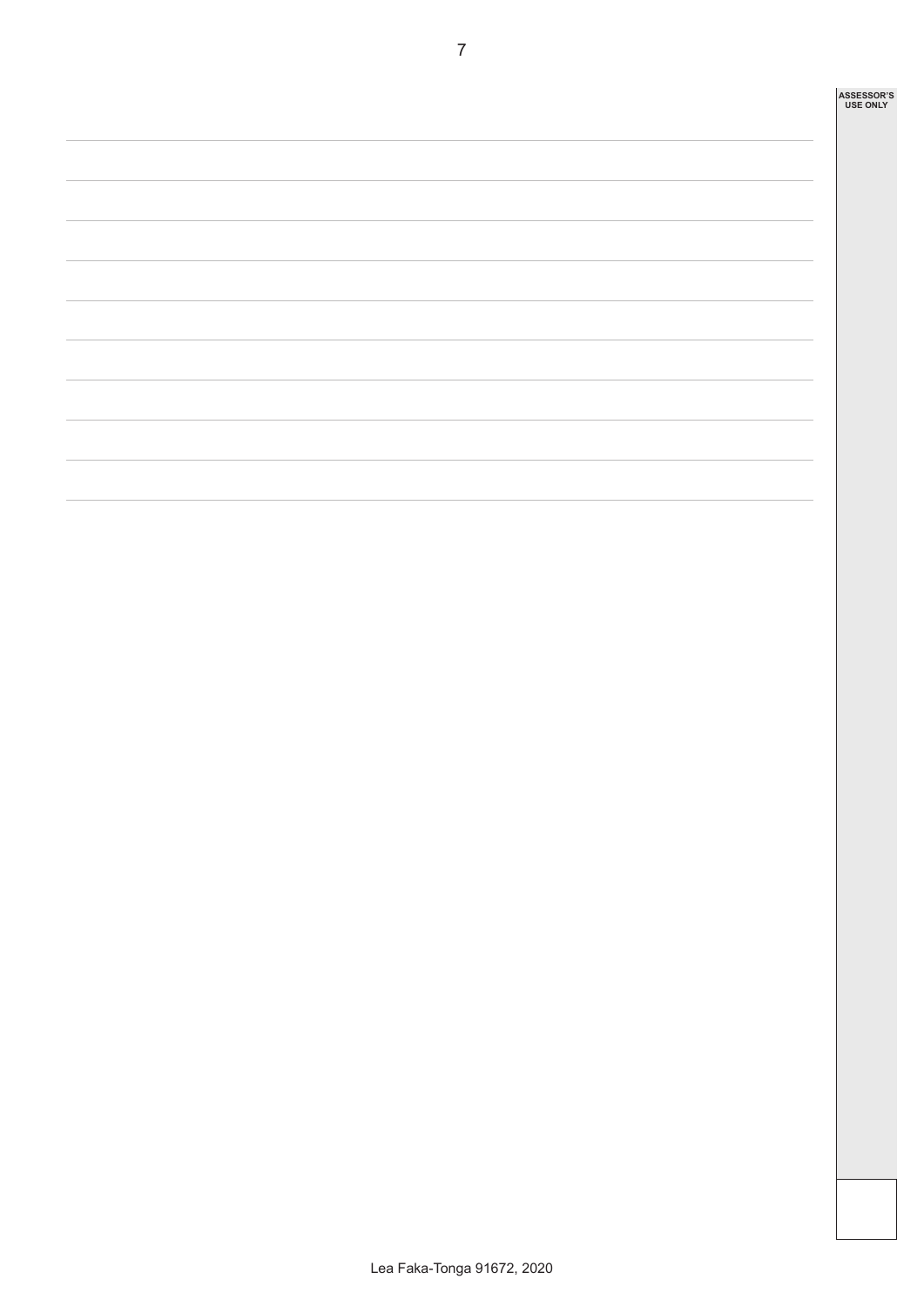ASSESSOR'S USE ONLY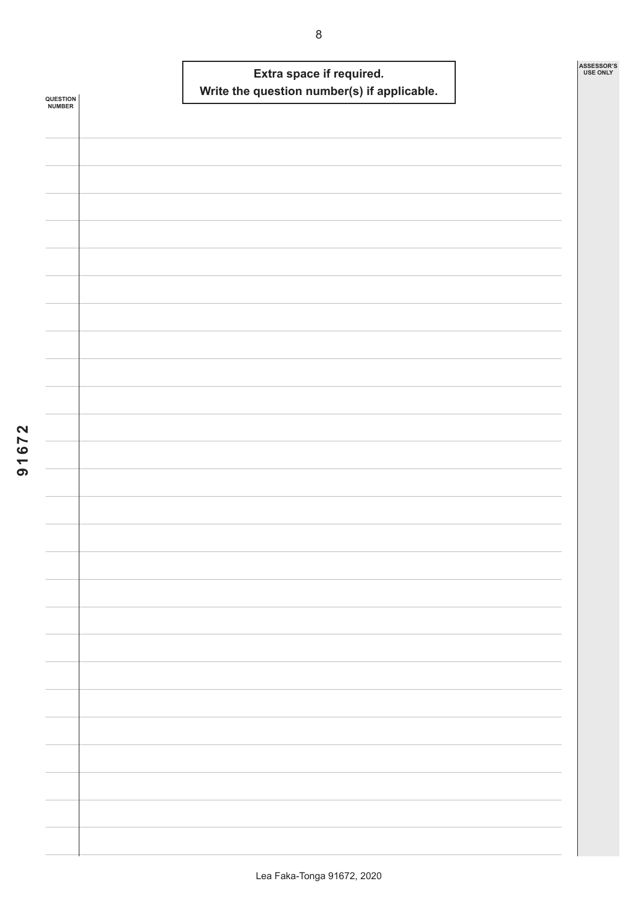**Extra space if required.**
**Write the question number(s) if applicable.**

QUESTION NUMBER

ASSESSOR'S USE ONLY